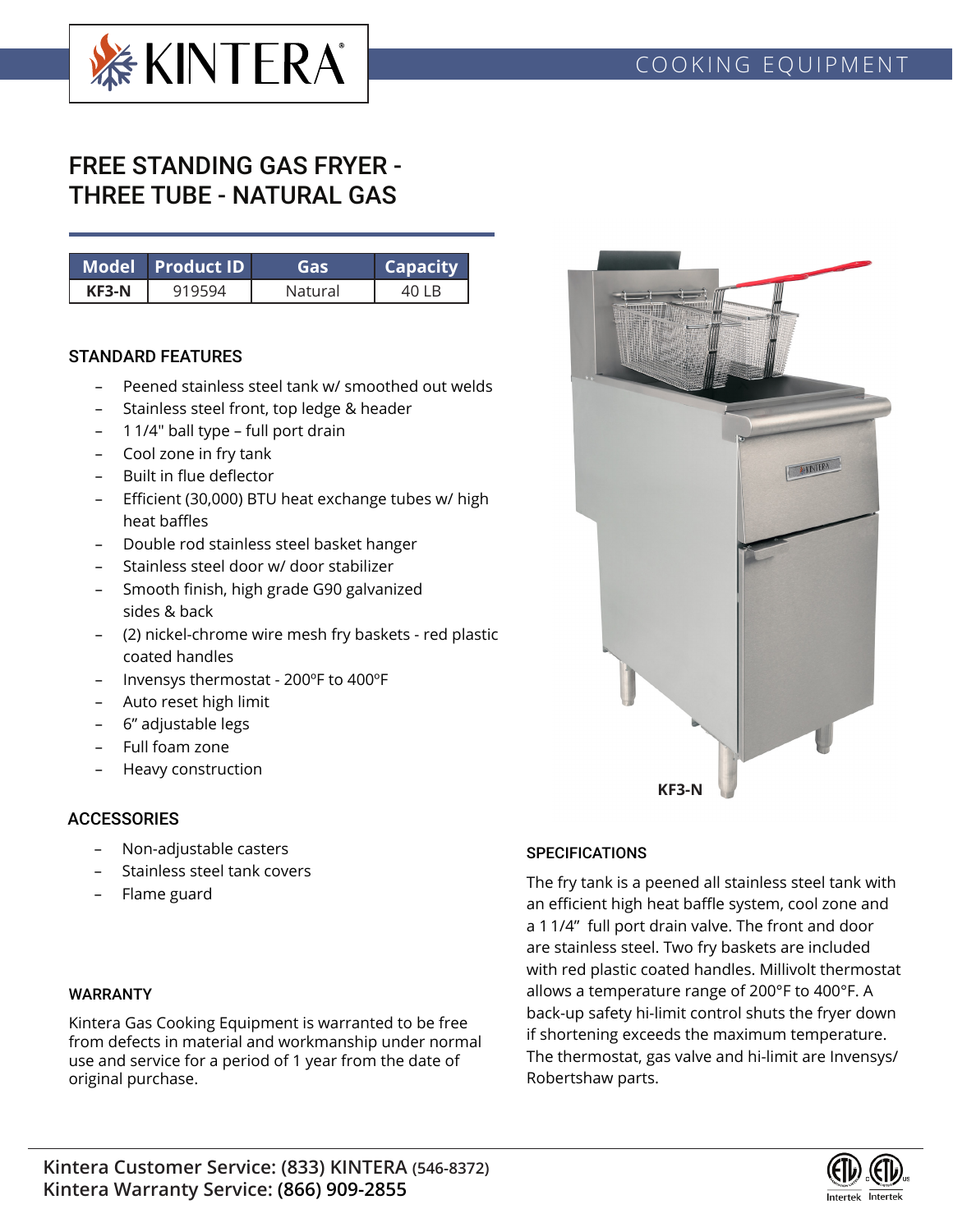KINTERA®

COOKING EQUIPMENT

# FREE STANDING GAS FRYER - THREE TUBE - NATURAL GAS

| Model | Product ID | Gas | Capacity |
|---|---|---|---|
| KF3-N | 919594 | Natural | 40 LB |

## STANDARD FEATURES

- Peened stainless steel tank w/ smoothed out welds
- Stainless steel front, top ledge & header
- 1 1/4" ball type – full port drain
- Cool zone in fry tank
- Built in flue deflector
- Efficient (30,000) BTU heat exchange tubes w/ high heat baffles
- Double rod stainless steel basket hanger
- Stainless steel door w/ door stabilizer
- Smooth finish, high grade G90 galvanized sides & back
- (2) nickel-chrome wire mesh fry baskets - red plastic coated handles
- Invensys thermostat - 200ºF to 400ºF
- Auto reset high limit
- 6" adjustable legs
- Full foam zone
- Heavy construction

KF3-N

## ACCESSORIES

- Non-adjustable casters
- Stainless steel tank covers
- Flame guard

## SPECIFICATIONS

The fry tank is a peened all stainless steel tank with an efficient high heat baffle system, cool zone and a 1 1/4" full port drain valve. The front and door are stainless steel. Two fry baskets are included with red plastic coated handles. Millivolt thermostat allows a temperature range of 200°F to 400°F. A back-up safety hi-limit control shuts the fryer down if shortening exceeds the maximum temperature. The thermostat, gas valve and hi-limit are Invensys/ Robertshaw parts.

## WARRANTY

Kintera Gas Cooking Equipment is warranted to be free from defects in material and workmanship under normal use and service for a period of 1 year from the date of original purchase.

**Kintera Customer Service: (833) KINTERA (546-8372)**
**Kintera Warranty Service: (866) 909-2855**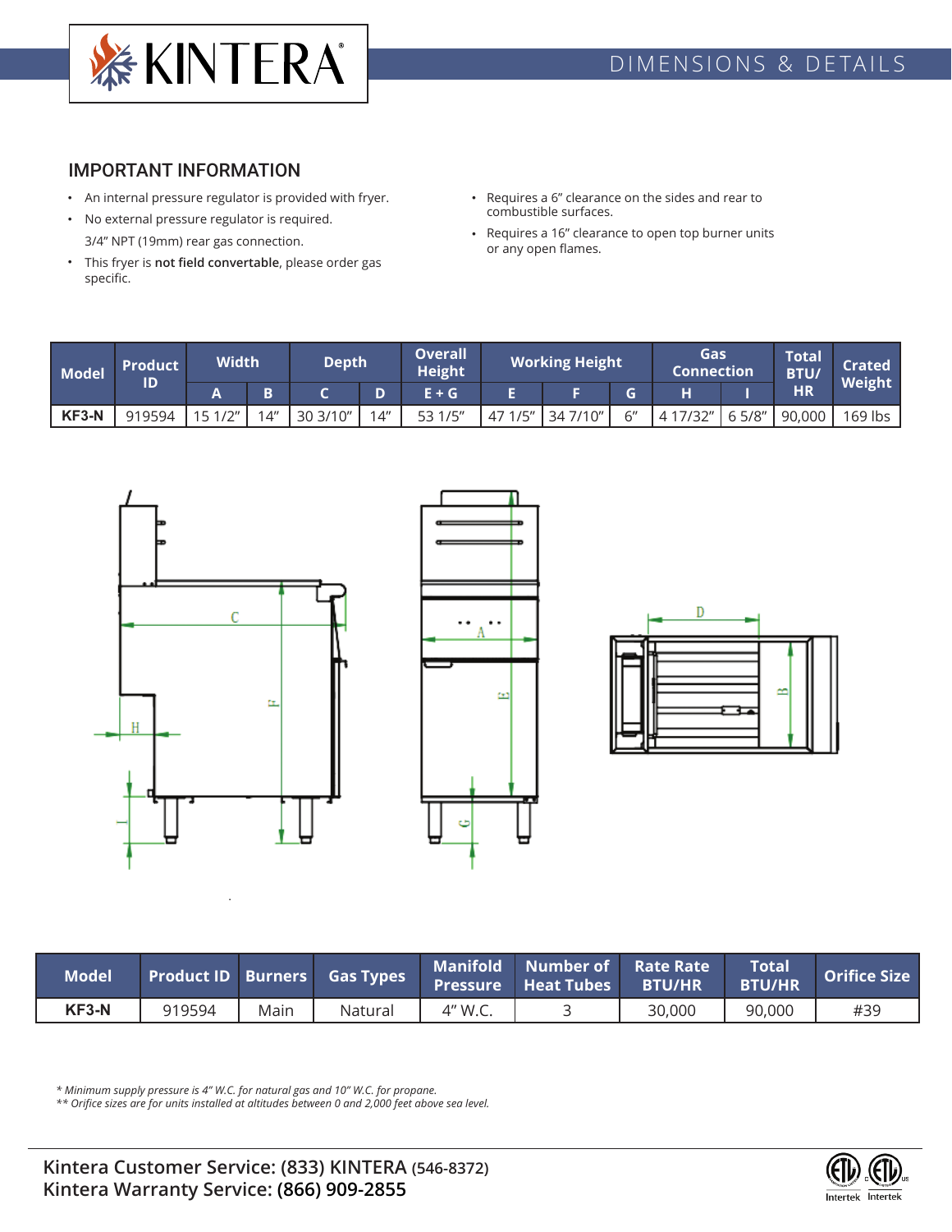DIMENSIONS & DETAILS

## IMPORTANT INFORMATION

- An internal pressure regulator is provided with fryer.
- No external pressure regulator is required.
  3/4" NPT (19mm) rear gas connection.
- This fryer is **not field convertable**, please order gas specific.
- Requires a 6" clearance on the sides and rear to combustible surfaces.
- Requires a 16" clearance to open top burner units or any open flames.

| Model | Product ID | Width | | Depth | | Overall Height | Working Height | | | Gas Connection | | Total BTU/HR | Crated Weight |
|---|---|---|---|---|---|---|---|---|---|---|---|---|---|
| | | A | B | C | D | E + G | E | F | G | H | I | | |
| **KF3-N** | 919594 | 15 1/2" | 14" | 30 3/10" | 14" | 53 1/5" | 47 1/5" | 34 7/10" | 6" | 4 17/32" | 6 5/8" | 90,000 | 169 lbs |

| Model | Product ID | Burners | Gas Types | Manifold Pressure | Number of Heat Tubes | Rate Rate BTU/HR | Total BTU/HR | Orifice Size |
|---|---|---|---|---|---|---|---|---|
| **KF3-N** | 919594 | Main | Natural | 4" W.C. | 3 | 30,000 | 90,000 | #39 |

*\* Minimum supply pressure is 4" W.C. for natural gas and 10" W.C. for propane.*
*\*\* Orifice sizes are for units installed at altitudes between 0 and 2,000 feet above sea level.*

**Kintera Customer Service: (833) KINTERA (546-8372)**
**Kintera Warranty Service: (866) 909-2855**